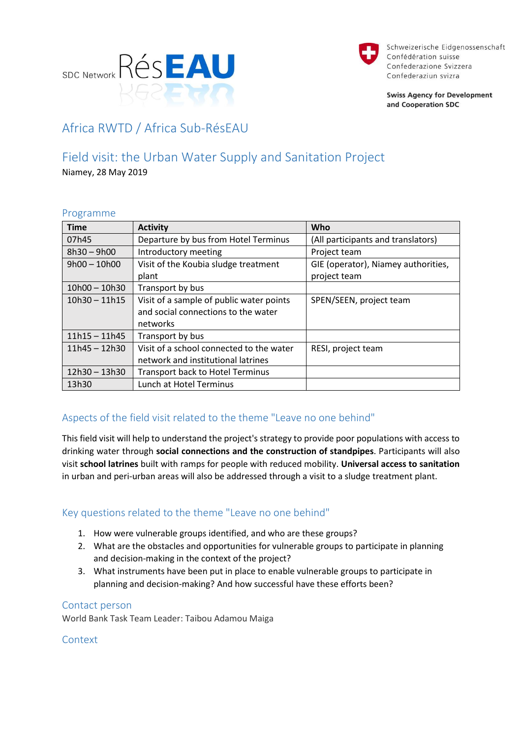SDC Network RésEAU

Schweizerische Eidgenossenschaft
Confédération suisse
Confederazione Svizzera
Confederaziun svizra

**Swiss Agency for Development and Cooperation SDC**

# Africa RWTD / Africa Sub-RésEAU

## Field visit: the Urban Water Supply and Sanitation Project

Niamey, 28 May 2019

### Programme

| Time | Activity | Who |
|---|---|---|
| 07h45 | Departure by bus from Hotel Terminus | (All participants and translators) |
| 8h30 – 9h00 | Introductory meeting | Project team |
| 9h00 – 10h00 | Visit of the Koubia sludge treatment plant | GIE (operator), Niamey authorities, project team |
| 10h00 – 10h30 | Transport by bus | |
| 10h30 – 11h15 | Visit of a sample of public water points and social connections to the water networks | SPEN/SEEN, project team |
| 11h15 – 11h45 | Transport by bus | |
| 11h45 – 12h30 | Visit of a school connected to the water network and institutional latrines | RESI, project team |
| 12h30 – 13h30 | Transport back to Hotel Terminus | |
| 13h30 | Lunch at Hotel Terminus | |

### Aspects of the field visit related to the theme "Leave no one behind"

This field visit will help to understand the project's strategy to provide poor populations with access to drinking water through **social connections and the construction of standpipes**. Participants will also visit **school latrines** built with ramps for people with reduced mobility. **Universal access to sanitation** in urban and peri-urban areas will also be addressed through a visit to a sludge treatment plant.

### Key questions related to the theme "Leave no one behind"

1. How were vulnerable groups identified, and who are these groups?
2. What are the obstacles and opportunities for vulnerable groups to participate in planning and decision-making in the context of the project?
3. What instruments have been put in place to enable vulnerable groups to participate in planning and decision-making? And how successful have these efforts been?

### Contact person

World Bank Task Team Leader: Taibou Adamou Maiga

### Context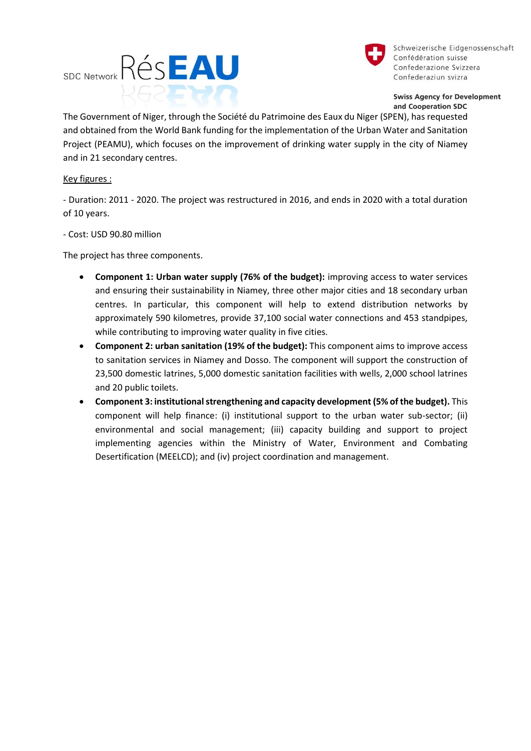The Government of Niger, through the Société du Patrimoine des Eaux du Niger (SPEN), has requested and obtained from the World Bank funding for the implementation of the Urban Water and Sanitation Project (PEAMU), which focuses on the improvement of drinking water supply in the city of Niamey and in 21 secondary centres.

<u>Key figures :</u>

- Duration: 2011 - 2020. The project was restructured in 2016, and ends in 2020 with a total duration of 10 years.

- Cost: USD 90.80 million

The project has three components.

- **Component 1: Urban water supply (76% of the budget):** improving access to water services and ensuring their sustainability in Niamey, three other major cities and 18 secondary urban centres. In particular, this component will help to extend distribution networks by approximately 590 kilometres, provide 37,100 social water connections and 453 standpipes, while contributing to improving water quality in five cities.
- **Component 2: urban sanitation (19% of the budget):** This component aims to improve access to sanitation services in Niamey and Dosso. The component will support the construction of 23,500 domestic latrines, 5,000 domestic sanitation facilities with wells, 2,000 school latrines and 20 public toilets.
- **Component 3: institutional strengthening and capacity development (5% of the budget).** This component will help finance: (i) institutional support to the urban water sub-sector; (ii) environmental and social management; (iii) capacity building and support to project implementing agencies within the Ministry of Water, Environment and Combating Desertification (MEELCD); and (iv) project coordination and management.